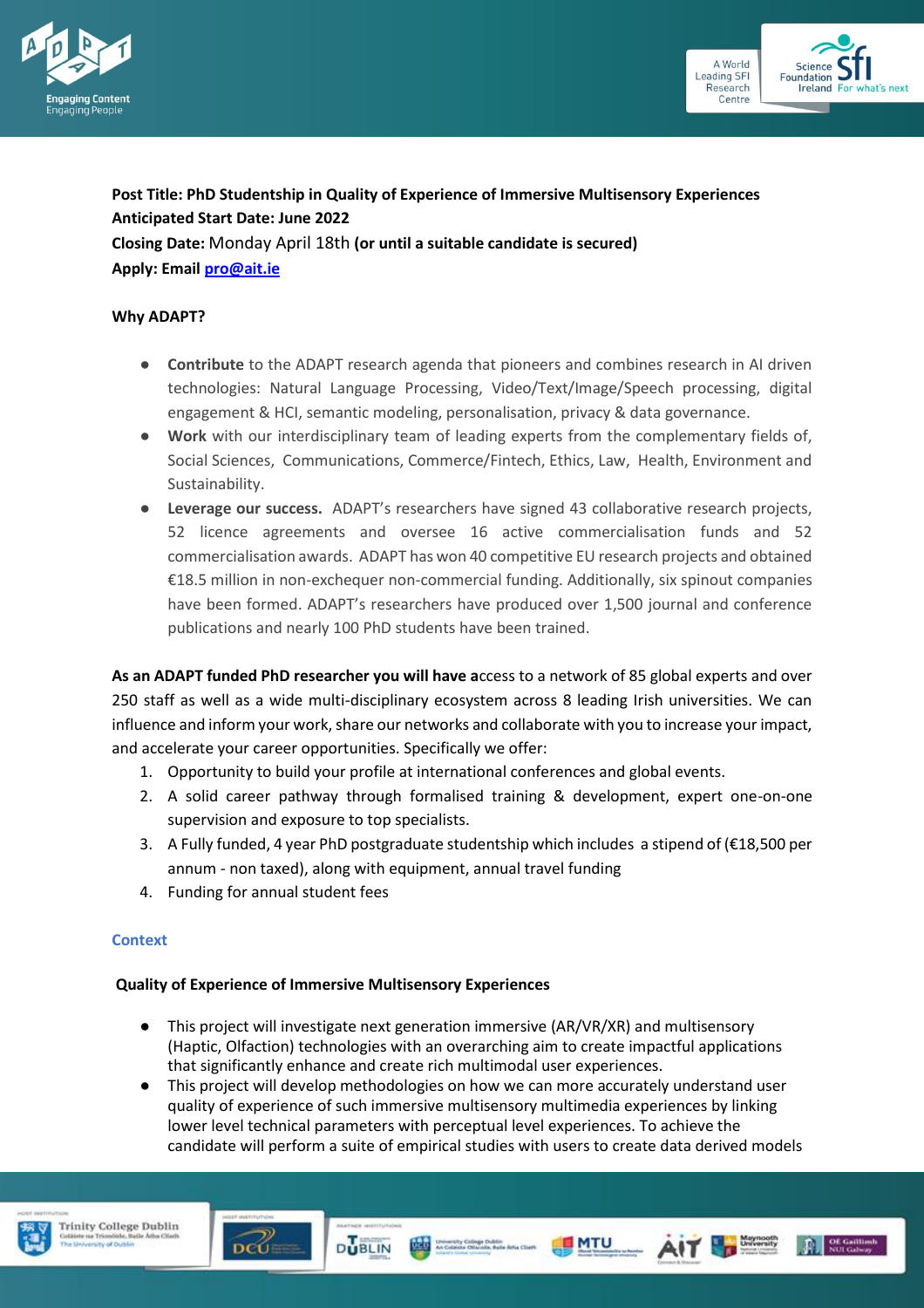**Post Title: PhD Studentship in Quality of Experience of Immersive Multisensory Experiences**
**Anticipated Start Date: June 2022**
**Closing Date:** Monday April 18th **(or until a suitable candidate is secured)**
**Apply: Email pro@ait.ie**

**Why ADAPT?**

- **Contribute** to the ADAPT research agenda that pioneers and combines research in AI driven technologies: Natural Language Processing, Video/Text/Image/Speech processing, digital engagement & HCI, semantic modeling, personalisation, privacy & data governance.
- **Work** with our interdisciplinary team of leading experts from the complementary fields of, Social Sciences, Communications, Commerce/Fintech, Ethics, Law, Health, Environment and Sustainability.
- **Leverage our success.** ADAPT's researchers have signed 43 collaborative research projects, 52 licence agreements and oversee 16 active commercialisation funds and 52 commercialisation awards. ADAPT has won 40 competitive EU research projects and obtained €18.5 million in non-exchequer non-commercial funding. Additionally, six spinout companies have been formed. ADAPT's researchers have produced over 1,500 journal and conference publications and nearly 100 PhD students have been trained.

**As an ADAPT funded PhD researcher you will have a**ccess to a network of 85 global experts and over 250 staff as well as a wide multi-disciplinary ecosystem across 8 leading Irish universities. We can influence and inform your work, share our networks and collaborate with you to increase your impact, and accelerate your career opportunities. Specifically we offer:

1. Opportunity to build your profile at international conferences and global events.
2. A solid career pathway through formalised training & development, expert one-on-one supervision and exposure to top specialists.
3. A Fully funded, 4 year PhD postgraduate studentship which includes a stipend of (€18,500 per annum - non taxed), along with equipment, annual travel funding
4. Funding for annual student fees

## Context

**Quality of Experience of Immersive Multisensory Experiences**

- This project will investigate next generation immersive (AR/VR/XR) and multisensory (Haptic, Olfaction) technologies with an overarching aim to create impactful applications that significantly enhance and create rich multimodal user experiences.
- This project will develop methodologies on how we can more accurately understand user quality of experience of such immersive multisensory multimedia experiences by linking lower level technical parameters with perceptual level experiences. To achieve the candidate will perform a suite of empirical studies with users to create data derived models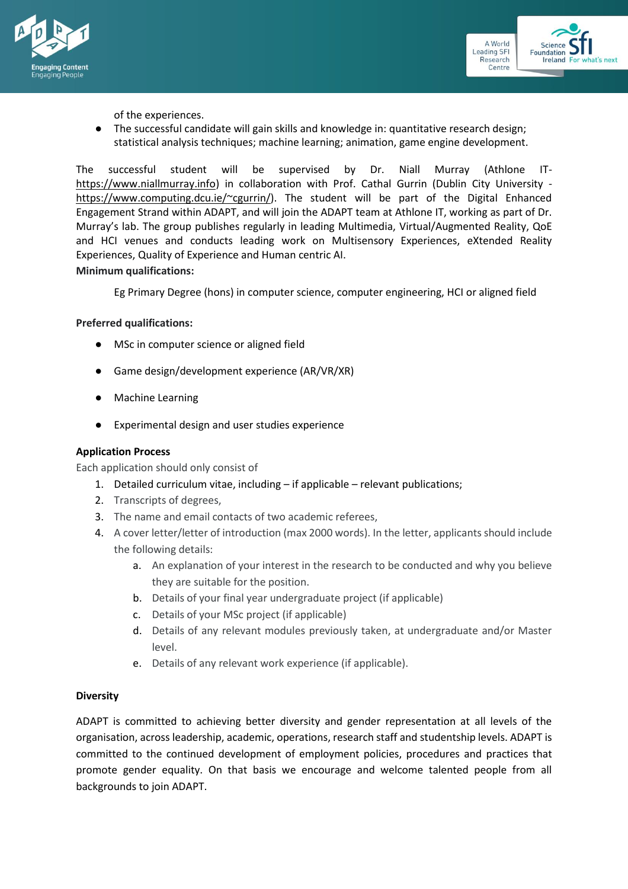of the experiences.

- The successful candidate will gain skills and knowledge in: quantitative research design; statistical analysis techniques; machine learning; animation, game engine development.

The successful student will be supervised by Dr. Niall Murray (Athlone IT- https://www.niallmurray.info) in collaboration with Prof. Cathal Gurrin (Dublin City University - https://www.computing.dcu.ie/~cgurrin/). The student will be part of the Digital Enhanced Engagement Strand within ADAPT, and will join the ADAPT team at Athlone IT, working as part of Dr. Murray's lab. The group publishes regularly in leading Multimedia, Virtual/Augmented Reality, QoE and HCI venues and conducts leading work on Multisensory Experiences, eXtended Reality Experiences, Quality of Experience and Human centric AI.

**Minimum qualifications:**

Eg Primary Degree (hons) in computer science, computer engineering, HCI or aligned field

**Preferred qualifications:**

- MSc in computer science or aligned field
- Game design/development experience (AR/VR/XR)
- Machine Learning
- Experimental design and user studies experience

**Application Process**

Each application should only consist of

1. Detailed curriculum vitae, including – if applicable – relevant publications;
2. Transcripts of degrees,
3. The name and email contacts of two academic referees,
4. A cover letter/letter of introduction (max 2000 words). In the letter, applicants should include the following details:
   a. An explanation of your interest in the research to be conducted and why you believe they are suitable for the position.
   b. Details of your final year undergraduate project (if applicable)
   c. Details of your MSc project (if applicable)
   d. Details of any relevant modules previously taken, at undergraduate and/or Master level.
   e. Details of any relevant work experience (if applicable).

**Diversity**

ADAPT is committed to achieving better diversity and gender representation at all levels of the organisation, across leadership, academic, operations, research staff and studentship levels. ADAPT is committed to the continued development of employment policies, procedures and practices that promote gender equality. On that basis we encourage and welcome talented people from all backgrounds to join ADAPT.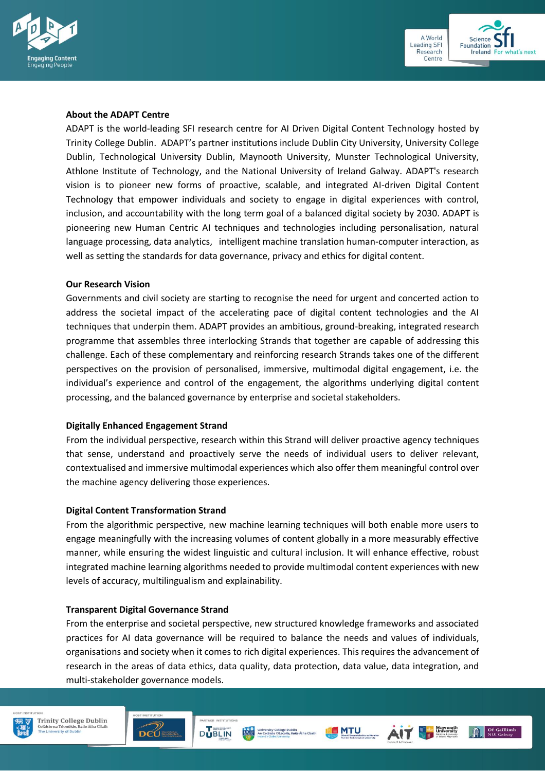## About the ADAPT Centre

ADAPT is the world-leading SFI research centre for AI Driven Digital Content Technology hosted by Trinity College Dublin. ADAPT's partner institutions include Dublin City University, University College Dublin, Technological University Dublin, Maynooth University, Munster Technological University, Athlone Institute of Technology, and the National University of Ireland Galway. ADAPT's research vision is to pioneer new forms of proactive, scalable, and integrated AI-driven Digital Content Technology that empower individuals and society to engage in digital experiences with control, inclusion, and accountability with the long term goal of a balanced digital society by 2030. ADAPT is pioneering new Human Centric AI techniques and technologies including personalisation, natural language processing, data analytics, intelligent machine translation human-computer interaction, as well as setting the standards for data governance, privacy and ethics for digital content.

## Our Research Vision

Governments and civil society are starting to recognise the need for urgent and concerted action to address the societal impact of the accelerating pace of digital content technologies and the AI techniques that underpin them. ADAPT provides an ambitious, ground-breaking, integrated research programme that assembles three interlocking Strands that together are capable of addressing this challenge. Each of these complementary and reinforcing research Strands takes one of the different perspectives on the provision of personalised, immersive, multimodal digital engagement, i.e. the individual's experience and control of the engagement, the algorithms underlying digital content processing, and the balanced governance by enterprise and societal stakeholders.

## Digitally Enhanced Engagement Strand

From the individual perspective, research within this Strand will deliver proactive agency techniques that sense, understand and proactively serve the needs of individual users to deliver relevant, contextualised and immersive multimodal experiences which also offer them meaningful control over the machine agency delivering those experiences.

## Digital Content Transformation Strand

From the algorithmic perspective, new machine learning techniques will both enable more users to engage meaningfully with the increasing volumes of content globally in a more measurably effective manner, while ensuring the widest linguistic and cultural inclusion. It will enhance effective, robust integrated machine learning algorithms needed to provide multimodal content experiences with new levels of accuracy, multilingualism and explainability.

## Transparent Digital Governance Strand

From the enterprise and societal perspective, new structured knowledge frameworks and associated practices for AI data governance will be required to balance the needs and values of individuals, organisations and society when it comes to rich digital experiences. This requires the advancement of research in the areas of data ethics, data quality, data protection, data value, data integration, and multi-stakeholder governance models.